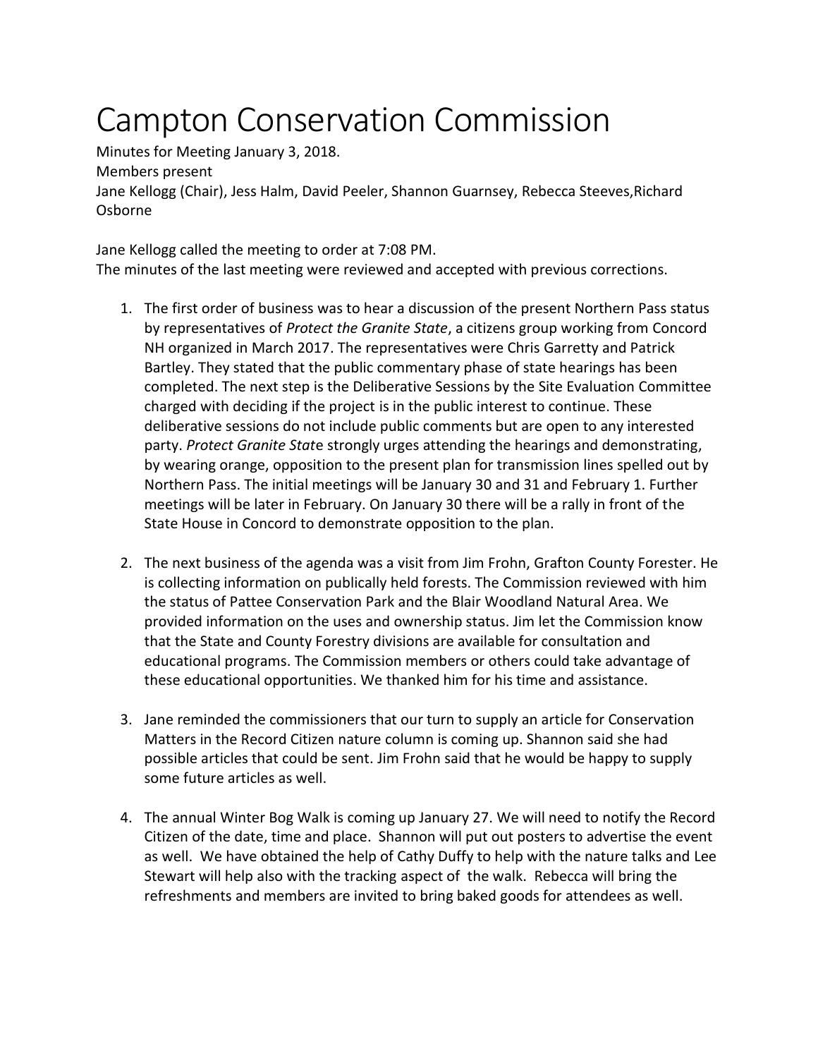# Campton Conservation Commission

Minutes for Meeting January 3, 2018.
Members present
Jane Kellogg (Chair), Jess Halm, David Peeler, Shannon Guarnsey, Rebecca Steeves,Richard Osborne

Jane Kellogg called the meeting to order at 7:08 PM.
The minutes of the last meeting were reviewed and accepted with previous corrections.

1. The first order of business was to hear a discussion of the present Northern Pass status by representatives of *Protect the Granite State*, a citizens group working from Concord NH organized in March 2017. The representatives were Chris Garretty and Patrick Bartley. They stated that the public commentary phase of state hearings has been completed. The next step is the Deliberative Sessions by the Site Evaluation Committee charged with deciding if the project is in the public interest to continue. These deliberative sessions do not include public comments but are open to any interested party. *Protect Granite Stat*e strongly urges attending the hearings and demonstrating, by wearing orange, opposition to the present plan for transmission lines spelled out by Northern Pass. The initial meetings will be January 30 and 31 and February 1. Further meetings will be later in February. On January 30 there will be a rally in front of the State House in Concord to demonstrate opposition to the plan.

2. The next business of the agenda was a visit from Jim Frohn, Grafton County Forester. He is collecting information on publically held forests. The Commission reviewed with him the status of Pattee Conservation Park and the Blair Woodland Natural Area. We provided information on the uses and ownership status. Jim let the Commission know that the State and County Forestry divisions are available for consultation and educational programs. The Commission members or others could take advantage of these educational opportunities. We thanked him for his time and assistance.

3. Jane reminded the commissioners that our turn to supply an article for Conservation Matters in the Record Citizen nature column is coming up. Shannon said she had possible articles that could be sent. Jim Frohn said that he would be happy to supply some future articles as well.

4. The annual Winter Bog Walk is coming up January 27. We will need to notify the Record Citizen of the date, time and place. Shannon will put out posters to advertise the event as well. We have obtained the help of Cathy Duffy to help with the nature talks and Lee Stewart will help also with the tracking aspect of the walk. Rebecca will bring the refreshments and members are invited to bring baked goods for attendees as well.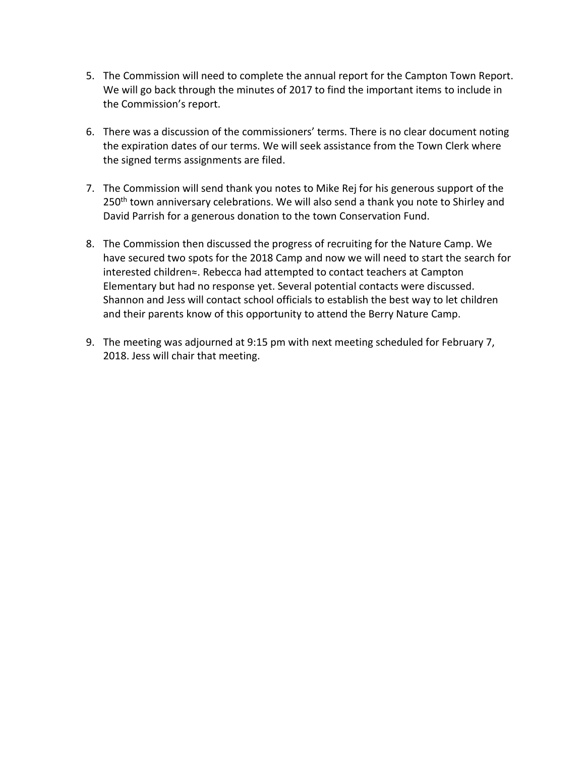5. The Commission will need to complete the annual report for the Campton Town Report. We will go back through the minutes of 2017 to find the important items to include in the Commission's report.

6. There was a discussion of the commissioners' terms. There is no clear document noting the expiration dates of our terms. We will seek assistance from the Town Clerk where the signed terms assignments are filed.

7. The Commission will send thank you notes to Mike Rej for his generous support of the 250th town anniversary celebrations. We will also send a thank you note to Shirley and David Parrish for a generous donation to the town Conservation Fund.

8. The Commission then discussed the progress of recruiting for the Nature Camp. We have secured two spots for the 2018 Camp and now we will need to start the search for interested children≈. Rebecca had attempted to contact teachers at Campton Elementary but had no response yet. Several potential contacts were discussed. Shannon and Jess will contact school officials to establish the best way to let children and their parents know of this opportunity to attend the Berry Nature Camp.

9. The meeting was adjourned at 9:15 pm with next meeting scheduled for February 7, 2018. Jess will chair that meeting.